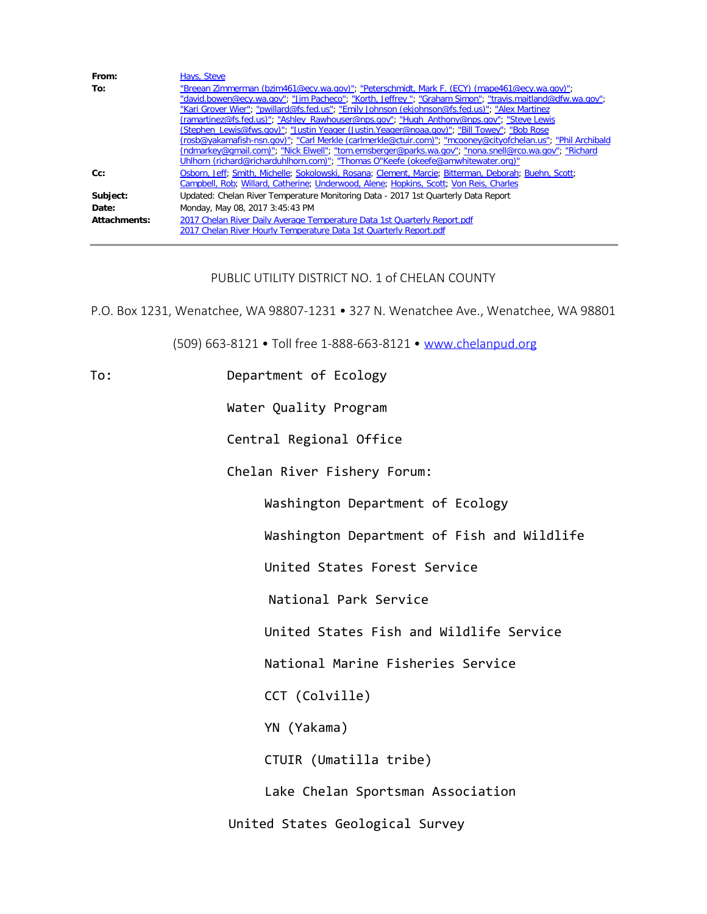**From:** Hays, Steve

**To:** "Breean Zimmerman (bzim461@ecy.wa.gov)"; "Peterschmidt, Mark F. (ECY) (mape461@ecy.wa.gov)"; "david.bowen@ecy.wa.gov"; "Jim Pacheco"; "Korth, Jeffrey "; "Graham Simon"; "travis.maitland@dfw.wa.gov"; "Kari Grover Wier"; "pwillard@fs.fed.us"; "Emily Johnson (ekjohnson@fs.fed.us)"; "Alex Martinez (ramartinez@fs.fed.us)"; "Ashley_Rawhouser@nps.gov"; "Hugh_Anthony@nps.gov"; "Steve Lewis (Stephen_Lewis@fws.gov)"; "Justin Yeager (Justin.Yeager@noaa.gov)"; "Bill Towey"; "Bob Rose (rosb@yakamafish-nsn.gov)"; "Carl Merkle (carlmerkle@ctuir.com)"; "mcooney@cityofchelan.us"; "Phil Archibald (ndmarkey@gmail.com)"; "Nick Elwell"; "tom.ernsberger@parks.wa.gov"; "nona.snell@rco.wa.gov"; "Richard Uhlhorn (richard@richarduhlhorn.com)"; "Thomas O"Keefe (okeefe@amwhitewater.org)"

**Cc:** Osborn, Jeff; Smith, Michelle; Sokolowski, Rosana; Clement, Marcie; Bitterman, Deborah; Buehn, Scott; Campbell, Rob; Willard, Catherine; Underwood, Alene; Hopkins, Scott; Von Reis, Charles

**Subject:** Updated: Chelan River Temperature Monitoring Data - 2017 1st Quarterly Data Report

**Date:** Monday, May 08, 2017 3:45:43 PM

**Attachments:** 2017 Chelan River Daily Average Temperature Data 1st Quarterly Report.pdf
2017 Chelan River Hourly Temperature Data 1st Quarterly Report.pdf

---

PUBLIC UTILITY DISTRICT NO. 1 of CHELAN COUNTY

P.O. Box 1231, Wenatchee, WA 98807-1231 • 327 N. Wenatchee Ave., Wenatchee, WA 98801

(509) 663-8121 • Toll free 1-888-663-8121 • www.chelanpud.org

To: Department of Ecology

Water Quality Program

Central Regional Office

Chelan River Fishery Forum:

- Washington Department of Ecology
- Washington Department of Fish and Wildlife
- United States Forest Service
- National Park Service
- United States Fish and Wildlife Service
- National Marine Fisheries Service
- CCT (Colville)
- YN (Yakama)
- CTUIR (Umatilla tribe)
- Lake Chelan Sportsman Association

United States Geological Survey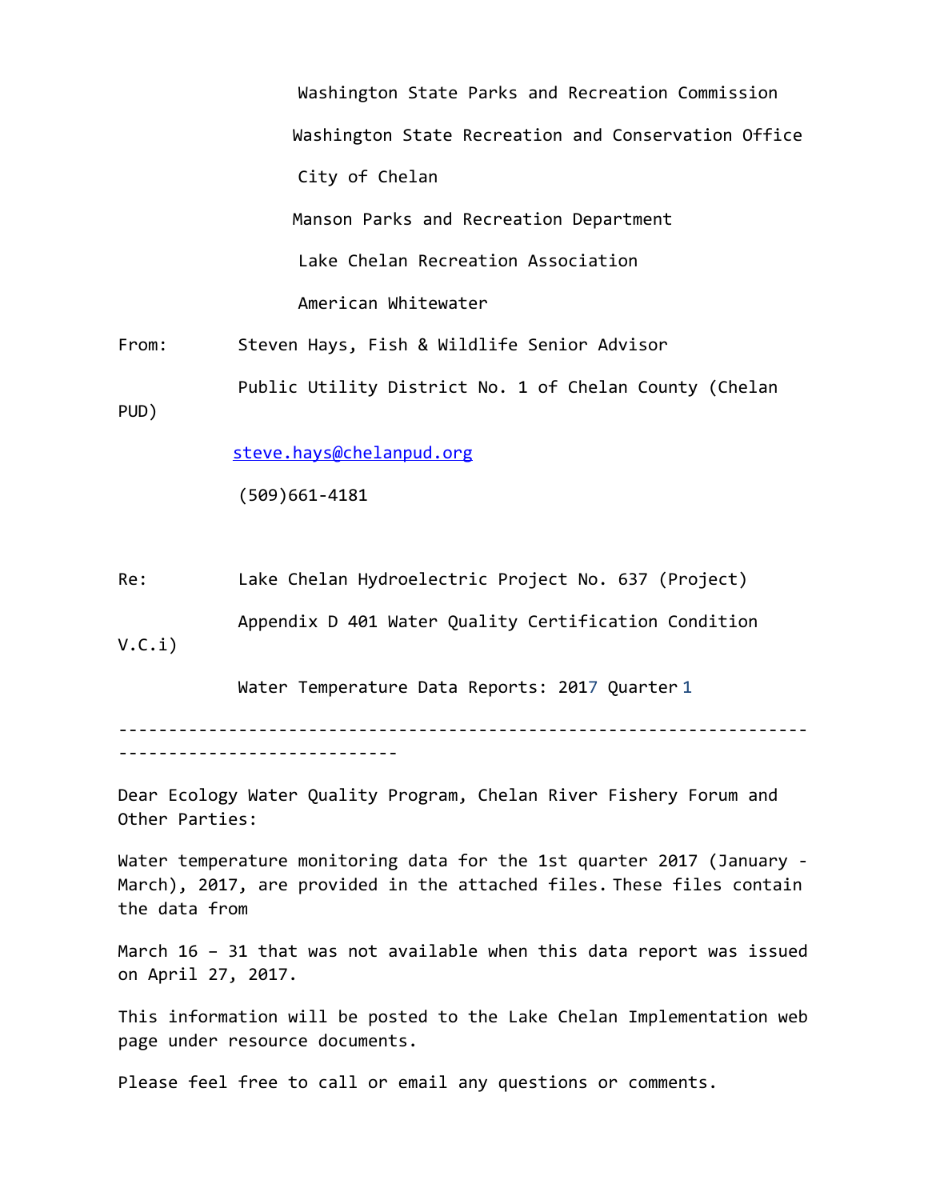Washington State Parks and Recreation Commission

Washington State Recreation and Conservation Office

City of Chelan

Manson Parks and Recreation Department

Lake Chelan Recreation Association

American Whitewater

From: Steven Hays, Fish & Wildlife Senior Advisor

Public Utility District No. 1 of Chelan County (Chelan PUD)

steve.hays@chelanpud.org

(509)661-4181

Re: Lake Chelan Hydroelectric Project No. 637 (Project)

Appendix D 401 Water Quality Certification Condition V.C.i)

Water Temperature Data Reports: 2017 Quarter 1

---

Dear Ecology Water Quality Program, Chelan River Fishery Forum and Other Parties:

Water temperature monitoring data for the 1st quarter 2017 (January - March), 2017, are provided in the attached files. These files contain the data from

March 16 – 31 that was not available when this data report was issued on April 27, 2017.

This information will be posted to the Lake Chelan Implementation web page under resource documents.

Please feel free to call or email any questions or comments.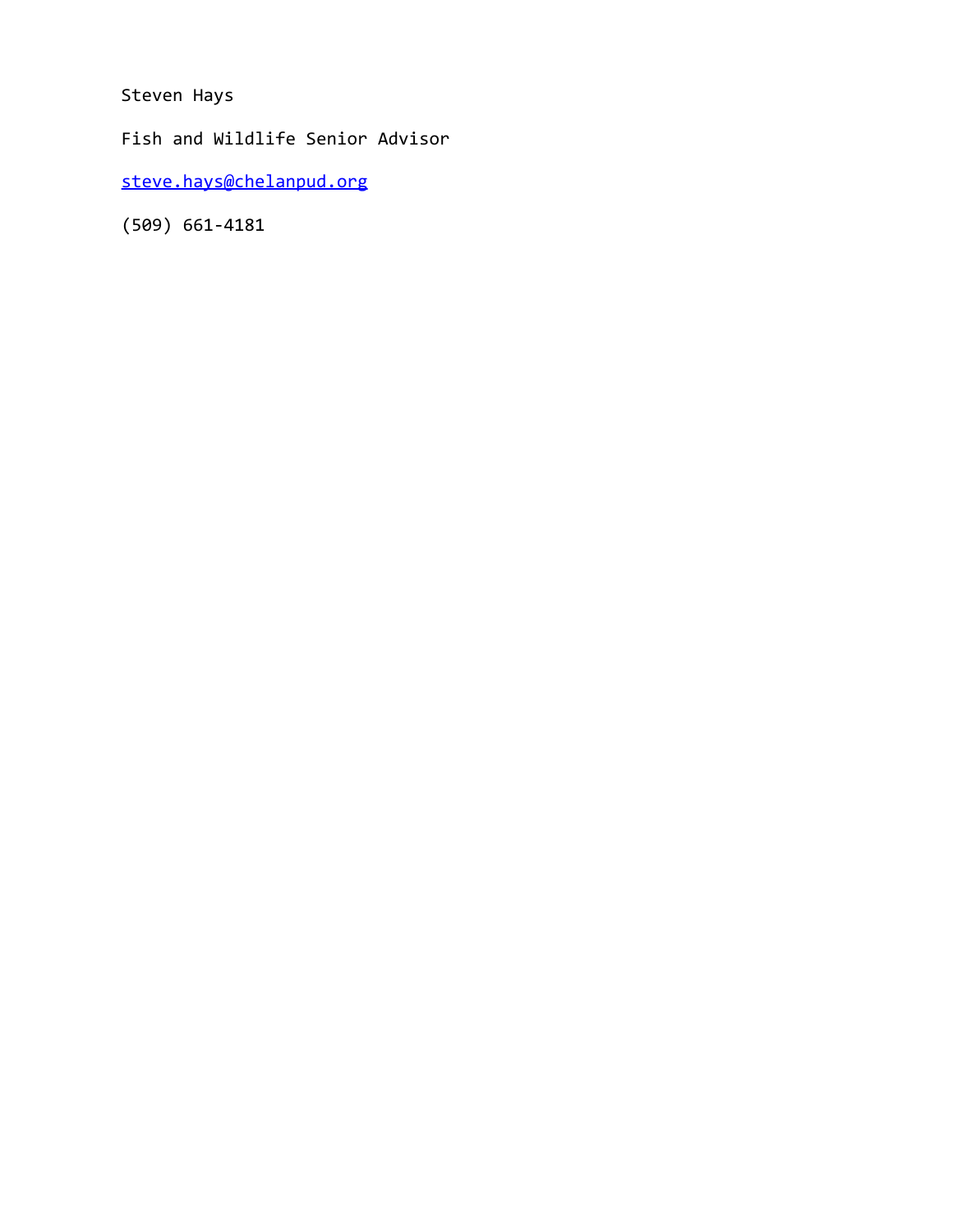Steven Hays

Fish and Wildlife Senior Advisor

steve.hays@chelanpud.org

(509) 661-4181